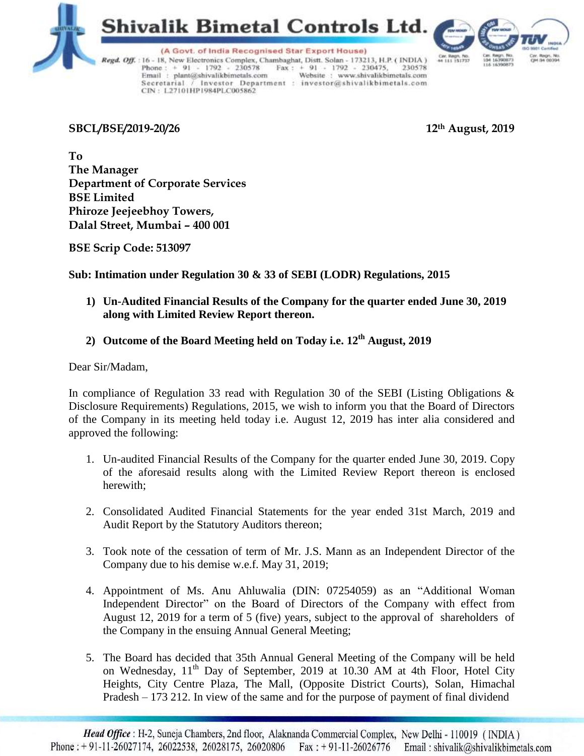# Shivalik Bimetal Controls Ltd.

(A Govt. of India Recognised Star Export House)

**Regd. Off.** : 16 - 18, New Electronics Complex, Chambaghat, Distt. Solan - 173213, H.P. ( INDIA )
Phone : + 91 - 1792 - 230578 Fax : + 91 - 1792 - 230475, 230578
Email : plant@shivalikbimetals.com Website : www.shivalikbimetals.com
Secretarial / Investor Department : investor@shivalikbimetals.com
CIN : L27101HP1984PLC005862

**SBCL/BSE/2019-20/26** **12th August, 2019**

**To**
**The Manager**
**Department of Corporate Services**
**BSE Limited**
**Phiroze Jeejeebhoy Towers,**
**Dalal Street, Mumbai – 400 001**

**BSE Scrip Code: 513097**

**Sub: Intimation under Regulation 30 & 33 of SEBI (LODR) Regulations, 2015**

1) **Un-Audited Financial Results of the Company for the quarter ended June 30, 2019 along with Limited Review Report thereon.**

2) **Outcome of the Board Meeting held on Today i.e. 12th August, 2019**

Dear Sir/Madam,

In compliance of Regulation 33 read with Regulation 30 of the SEBI (Listing Obligations & Disclosure Requirements) Regulations, 2015, we wish to inform you that the Board of Directors of the Company in its meeting held today i.e. August 12, 2019 has inter alia considered and approved the following:

1. Un-audited Financial Results of the Company for the quarter ended June 30, 2019. Copy of the aforesaid results along with the Limited Review Report thereon is enclosed herewith;

2. Consolidated Audited Financial Statements for the year ended 31st March, 2019 and Audit Report by the Statutory Auditors thereon;

3. Took note of the cessation of term of Mr. J.S. Mann as an Independent Director of the Company due to his demise w.e.f. May 31, 2019;

4. Appointment of Ms. Anu Ahluwalia (DIN: 07254059) as an "Additional Woman Independent Director" on the Board of Directors of the Company with effect from August 12, 2019 for a term of 5 (five) years, subject to the approval of shareholders of the Company in the ensuing Annual General Meeting;

5. The Board has decided that 35th Annual General Meeting of the Company will be held on Wednesday, 11th Day of September, 2019 at 10.30 AM at 4th Floor, Hotel City Heights, City Centre Plaza, The Mall, (Opposite District Courts), Solan, Himachal Pradesh – 173 212. In view of the same and for the purpose of payment of final dividend

**Head Office** : H-2, Suneja Chambers, 2nd floor, Alaknanda Commercial Complex, New Delhi - 110019 ( INDIA )
Phone : + 91-11-26027174, 26022538, 26028175, 26020806 Fax : + 91-11-26026776 Email : shivalik@shivalikbimetals.com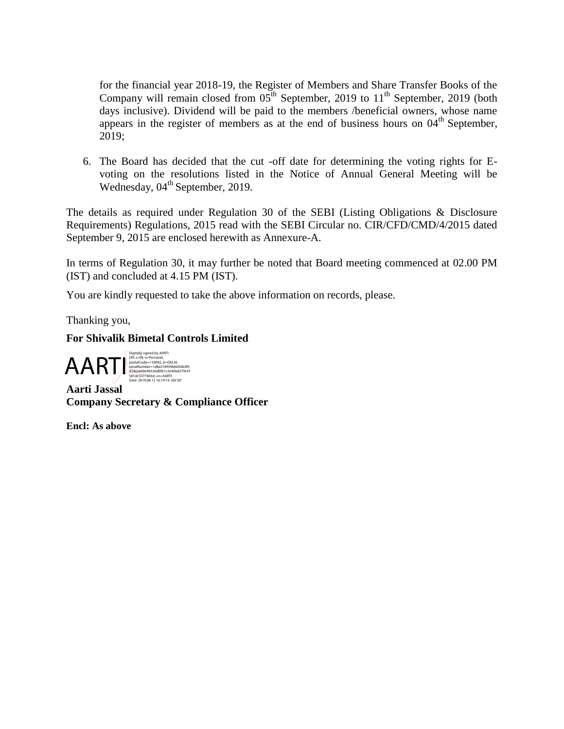for the financial year 2018-19, the Register of Members and Share Transfer Books of the Company will remain closed from 05th September, 2019 to 11th September, 2019 (both days inclusive). Dividend will be paid to the members /beneficial owners, whose name appears in the register of members as at the end of business hours on 04th September, 2019;

6. The Board has decided that the cut -off date for determining the voting rights for E-voting on the resolutions listed in the Notice of Annual General Meeting will be Wednesday, 04th September, 2019.

The details as required under Regulation 30 of the SEBI (Listing Obligations & Disclosure Requirements) Regulations, 2015 read with the SEBI Circular no. CIR/CFD/CMD/4/2015 dated September 9, 2015 are enclosed herewith as Annexure-A.

In terms of Regulation 30, it may further be noted that Board meeting commenced at 02.00 PM (IST) and concluded at 4.15 PM (IST).

You are kindly requested to take the above information on records, please.

Thanking you,

**For Shivalik Bimetal Controls Limited**

AARTI

Digitally signed by AARTI
DN: c=IN, o=Personal, postalCode=110092, st=DELHI, serialNumber=1d8a318959bb056b4f5d14e2e69e46526dbf61c3e456d279c47581dc53776b5d, cn=AARTI
Date: 2019.08.12 16:19:14 +05'30'

**Aarti Jassal**
**Company Secretary & Compliance Officer**

**Encl: As above**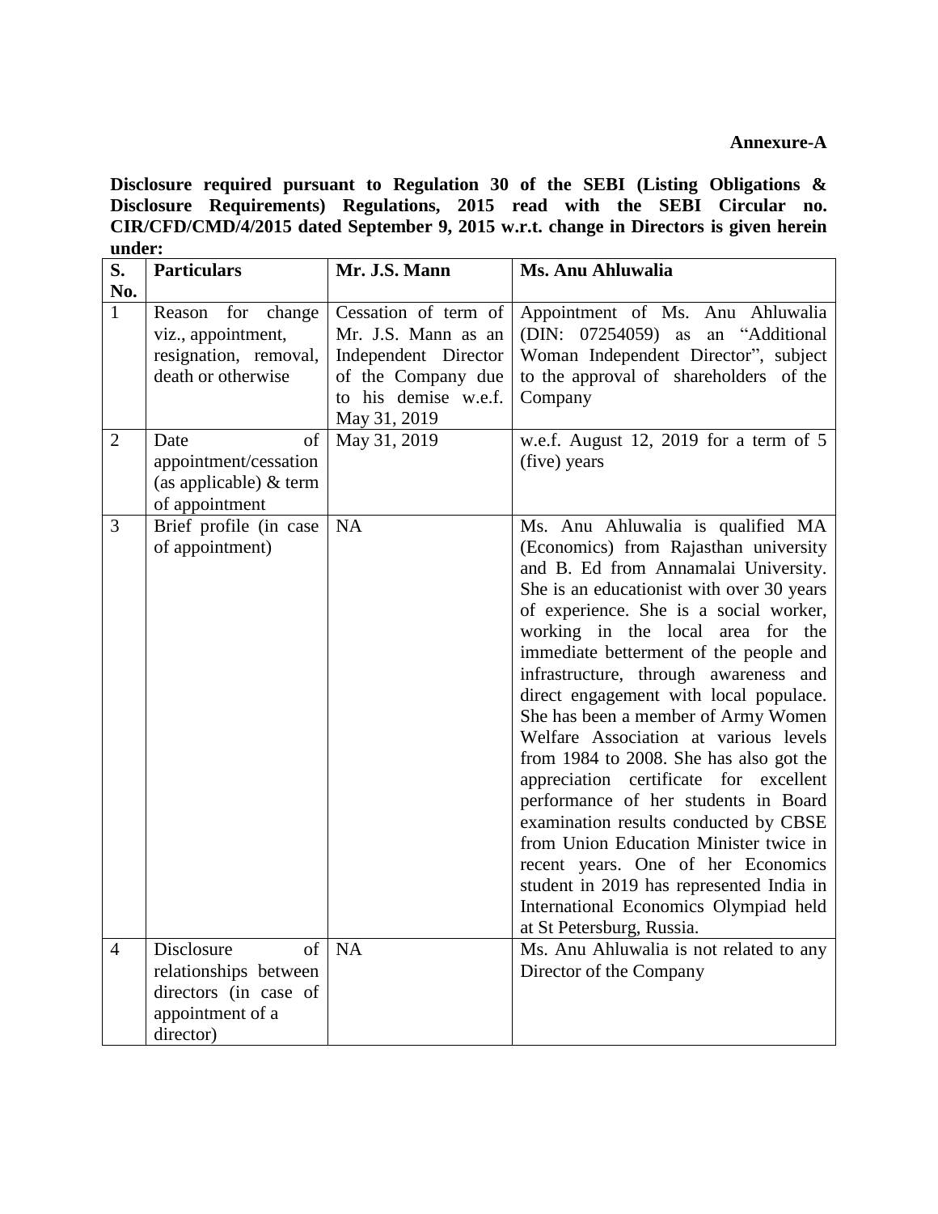**Annexure-A**

**Disclosure required pursuant to Regulation 30 of the SEBI (Listing Obligations & Disclosure Requirements) Regulations, 2015 read with the SEBI Circular no. CIR/CFD/CMD/4/2015 dated September 9, 2015 w.r.t. change in Directors is given herein under:**

| S. No. | Particulars | Mr. J.S. Mann | Ms. Anu Ahluwalia |
|---|---|---|---|
| 1 | Reason for change viz., appointment, resignation, removal, death or otherwise | Cessation of term of Mr. J.S. Mann as an Independent Director of the Company due to his demise w.e.f. May 31, 2019 | Appointment of Ms. Anu Ahluwalia (DIN: 07254059) as an "Additional Woman Independent Director", subject to the approval of shareholders of the Company |
| 2 | Date of appointment/cessation (as applicable) & term of appointment | May 31, 2019 | w.e.f. August 12, 2019 for a term of 5 (five) years |
| 3 | Brief profile (in case of appointment) | NA | Ms. Anu Ahluwalia is qualified MA (Economics) from Rajasthan university and B. Ed from Annamalai University. She is an educationist with over 30 years of experience. She is a social worker, working in the local area for the immediate betterment of the people and infrastructure, through awareness and direct engagement with local populace. She has been a member of Army Women Welfare Association at various levels from 1984 to 2008. She has also got the appreciation certificate for excellent performance of her students in Board examination results conducted by CBSE from Union Education Minister twice in recent years. One of her Economics student in 2019 has represented India in International Economics Olympiad held at St Petersburg, Russia. |
| 4 | Disclosure of relationships between directors (in case of appointment of a director) | NA | Ms. Anu Ahluwalia is not related to any Director of the Company |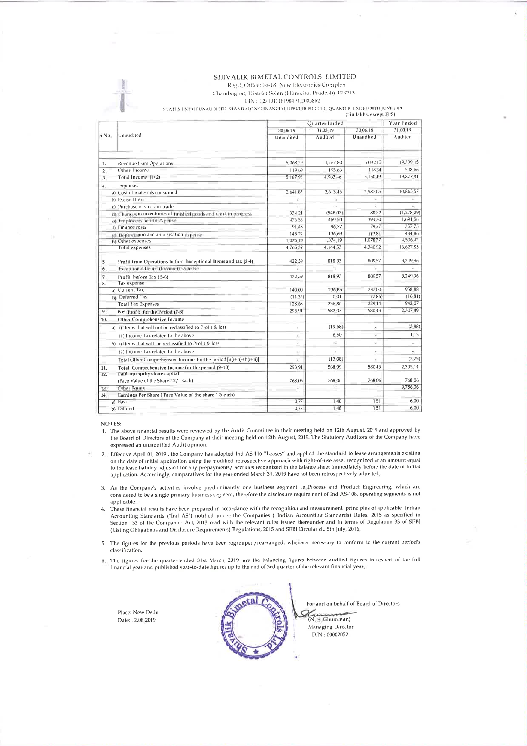# SHIVALIK BIMETAL CONTROLS LIMITED

Regd. Office: 16-18, New Electronics Complex
Chambaghat, District Solan (Himachal Pradesh)-173213
CIN : L27101HP1984PLC005862

STATEMENT OF UNAUDITED STANDALONE FINANCIAL RESULTS FOR THE QUARTER ENDED 30TH JUNE 2019

(` in lakhs, except EPS)

| S No. | Unaudited | Quarter Ended | | | Year Ended |
|---|---|---|---|---|---|
| | | 30.06.19 | 31.03.19 | 30.06.18 | 31.03.19 |
| | | Unaudited | Audited | Unaudited | Audited |
| 1. | Revenue from Operations | 5,068.29 | 4,767.80 | 5,032.15 | 19,339.15 |
| 2. | Other Income | 119.69 | 195.66 | 118.34 | 538.66 |
| 3. | Total Income (1+2) | 5,187.98 | 4,963.46 | 5,150.49 | 19,877.81 |
| 4. | Expenses | | | | |
| | a) Cost of materials consumed | 2,641.83 | 2,615.45 | 2,587.05 | 10,865.57 |
| | b) Excise Duty | - | - | - | - |
| | c) Purchase of stock-in-trade | - | - | - | - |
| | d) Changes in inventories of finished goods and work in progress | 334.21 | (548.07) | 88.72 | (1,278.29) |
| | e) Employees benefit expense | 476.55 | 469.50 | 394.30 | 1,691.56 |
| | f) Finance costs | 91.48 | 96.77 | 79.27 | 357.73 |
| | g) Depreciation and amortisation expense | 145.22 | 136.69 | 112.81 | 484.86 |
| | h) Other expenses | 1,076.10 | 1,374.19 | 1,078.77 | 4,506.42 |
| | Total expenses | 4,765.39 | 4,144.53 | 4,340.92 | 16,627.85 |
| 5. | Profit from Operations before Exceptional Items and tax (3-4) | 422.59 | 818.93 | 809.57 | 3,249.96 |
| 6. | Exceptional Items- (Income)/Expense | - | - | - | - |
| 7. | Profit before Tax (5-6) | 422.59 | 818.93 | 809.57 | 3,249.96 |
| 8. | Tax expense | | | | |
| | a) Current Tax | 140.00 | 236.85 | 237.00 | 958.88 |
| | b) Deferred Tax | (11.32) | 0.01 | (7.86) | (16.81) |
| | Total Tax Expenses | 128.68 | 236.86 | 229.14 | 942.07 |
| 9. | Net Profit for the Period (7-8) | 293.91 | 582.07 | 580.43 | 2,307.89 |
| 10. | Other Comprehensive Income | | | | |
| | a) i) Items that will not be reclassified to Profit & loss | - | (19.68) | - | (3.88) |
| | ii) Income Tax related to the above | - | 6.60 | - | 1.13 |
| | b) i) Items that will be reclassified to Profit & loss | - | - | - | - |
| | ii) Income Tax related to the above | - | - | - | - |
| | Total Other Comprehensive Income for the period [a(i+ii)+b(i+ii)] | - | (13.08) | - | (2.75) |
| 11. | Total Comprehensive Income for the period (9+10) | 293.91 | 568.99 | 580.43 | 2,305.14 |
| 12. | Paid-up equity share capital (Face Value of the Share ` 2/- Each) | 768.06 | 768.06 | 768.06 | 768.06 |
| 13. | Other Equity | - | - | - | 9,786.06 |
| 14. | Earnings Per Share ( Face Value of the share ` 2/ each) | | | | |
| | a) Basic | 0.77 | 1.48 | 1.51 | 6.00 |
| | b) Diluted | 0.77 | 1.48 | 1.51 | 6.00 |

NOTES:

1. The above financial results were reviewed by the Audit Committee in their meeting held on 12th August, 2019 and approved by the Board of Directors of the Company at their meeting held on 12th August, 2019. The Statutory Auditors of the Company have expressed an unmodified Audit opinion.
2. Effective April 01, 2019 , the Company has adopted Ind AS 116 "Leases" and applied the standard to lease arrangements existing on the date of initial application using the modified retrospective approach with right-of-use asset recognized at an amount equal to the lease liability adjusted for any prepayments/ accruals recognized in the balance sheet immediately before the date of initial application. Accordingly, comparatives for the year ended March 31, 2019 have not been retrospectively adjusted.
3. As the Company's activities involve predominantly one business segment i.e.,Process and Product Engineering, which are considered to be a single primary business segment, therefore the disclosure requirement of Ind AS-108, operating segments is not applicable.
4. These financial results have been prepared in accordance with the recognition and measurement principles of applicable Indian Accounting Standards ("Ind AS") notified under the Companies ( Indian Accounting Standards) Rules, 2015 as specified in Section 133 of the Companies Act, 2013 read with the relevant rules issued thereunder and in terms of Regulation 33 of SEBI (Listing Obligations and Disclosure Requirements) Regulations, 2015 and SEBI Circular dt. 5th July, 2016.
5. The figures for the previous periods have been regrouped/rearranged, wherever necessary to conform to the current period's classification.
6. The figures for the quarter ended 31st March, 2019 are the balancing figures between audited figures in respect of the full financial year and published year-to-date figures up to the end of 3rd quarter of the relevant financial year.

Place: New Delhi
Date: 12.08.2019

For and on behalf of Board of Directors

(N. S. Ghumman)
Managing Director
DIN : 00002052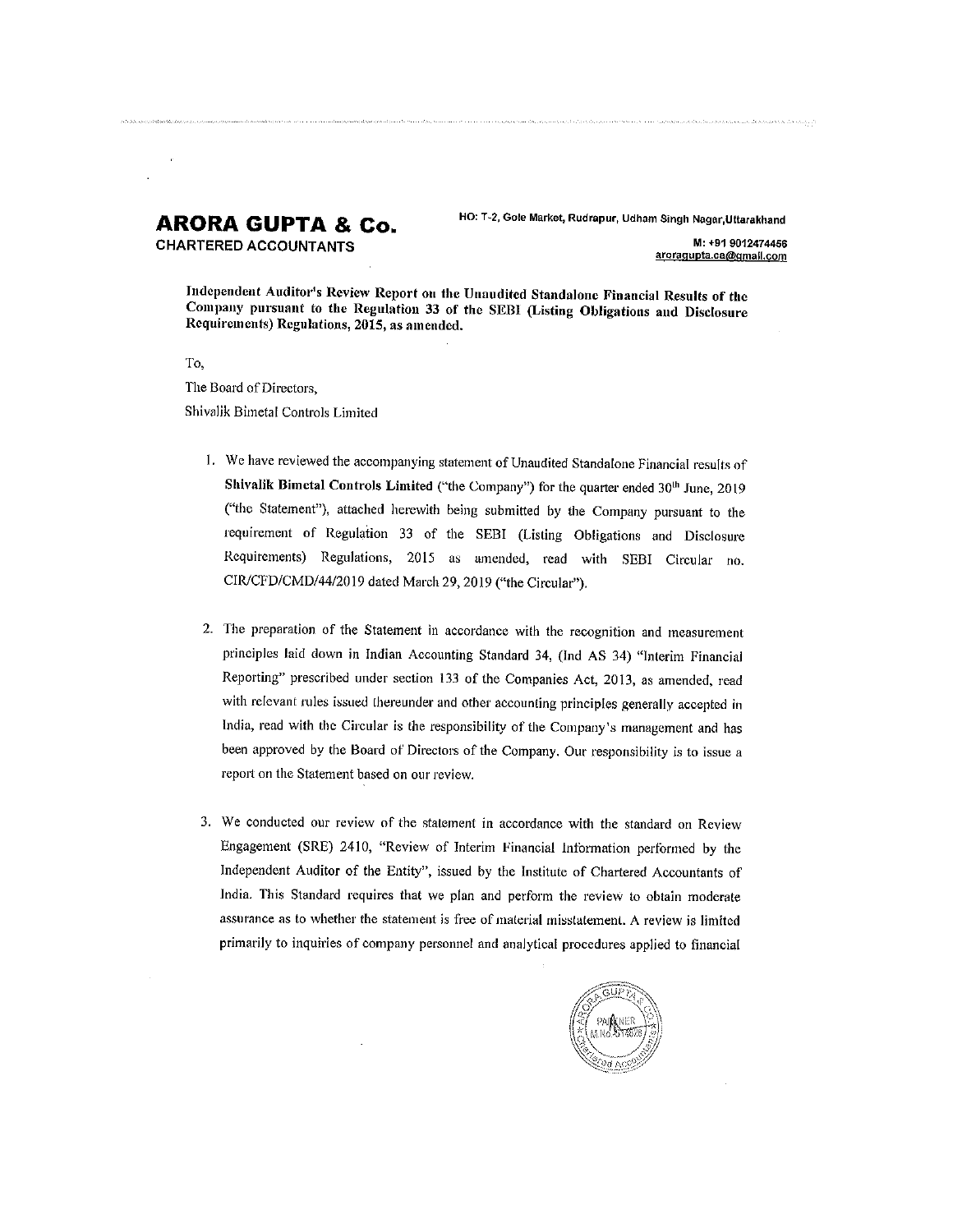**ARORA GUPTA & Co.**
**CHARTERED ACCOUNTANTS**

HO: T-2, Gole Market, Rudrapur, Udham Singh Nagar,Uttarakhand

M: +91 9012474456
aroragupta.ca@gmail.com

**Independent Auditor's Review Report on the Unaudited Standalone Financial Results of the Company pursuant to the Regulation 33 of the SEBI (Listing Obligations and Disclosure Requirements) Regulations, 2015, as amended.**

To,

The Board of Directors,

Shivalik Bimetal Controls Limited

1. We have reviewed the accompanying statement of Unaudited Standalone Financial results of **Shivalik Bimetal Controls Limited** ("the Company") for the quarter ended 30th June, 2019 ("the Statement"), attached herewith being submitted by the Company pursuant to the requirement of Regulation 33 of the SEBI (Listing Obligations and Disclosure Requirements) Regulations, 2015 as amended, read with SEBI Circular no. CIR/CFD/CMD/44/2019 dated March 29, 2019 ("the Circular").

2. The preparation of the Statement in accordance with the recognition and measurement principles laid down in Indian Accounting Standard 34, (Ind AS 34) "Interim Financial Reporting" prescribed under section 133 of the Companies Act, 2013, as amended, read with relevant rules issued thereunder and other accounting principles generally accepted in India, read with the Circular is the responsibility of the Company's management and has been approved by the Board of Directors of the Company. Our responsibility is to issue a report on the Statement based on our review.

3. We conducted our review of the statement in accordance with the standard on Review Engagement (SRE) 2410, "Review of Interim Financial Information performed by the Independent Auditor of the Entity", issued by the Institute of Chartered Accountants of India. This Standard requires that we plan and perform the review to obtain moderate assurance as to whether the statement is free of material misstatement. A review is limited primarily to inquiries of company personnel and analytical procedures applied to financial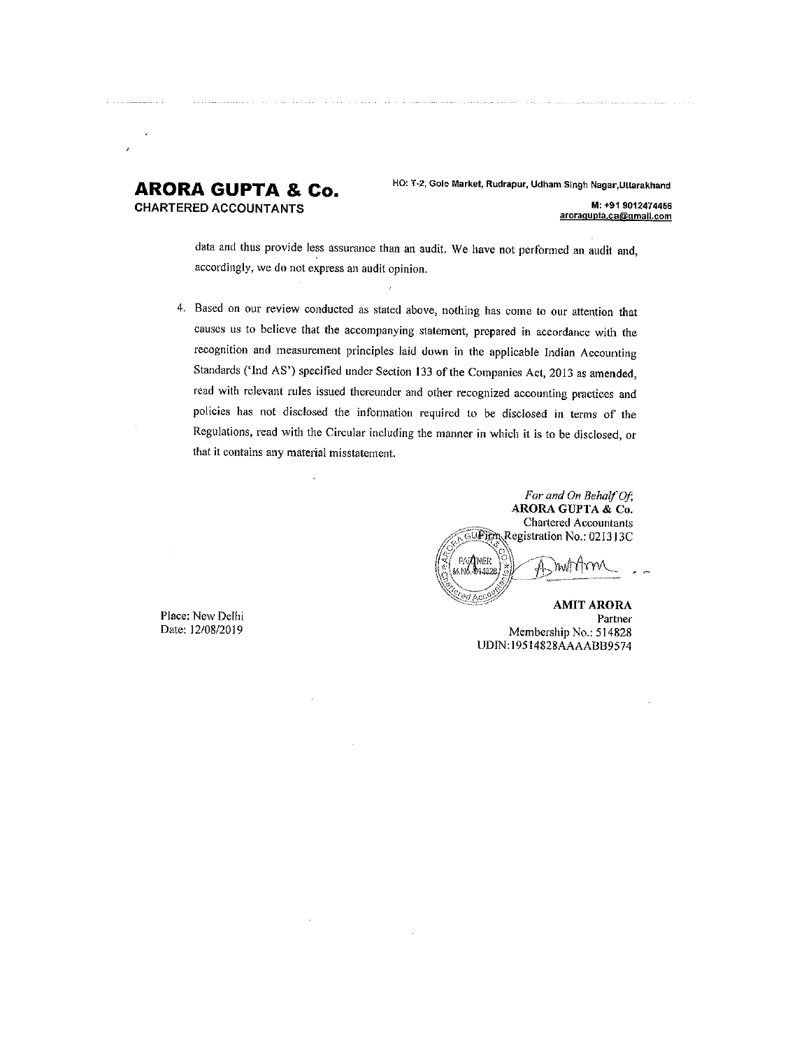**ARORA GUPTA & Co.**
CHARTERED ACCOUNTANTS

HO: T-2, Gole Market, Rudrapur, Udham Singh Nagar, Uttarakhand
M: +91 9012474456
aroragupta.ca@gmail.com

data and thus provide less assurance than an audit. We have not performed an audit and, accordingly, we do not express an audit opinion.

4. Based on our review conducted as stated above, nothing has come to our attention that causes us to believe that the accompanying statement, prepared in accordance with the recognition and measurement principles laid down in the applicable Indian Accounting Standards ('Ind AS') specified under Section 133 of the Companies Act, 2013 as amended, read with relevant rules issued thereunder and other recognized accounting practices and policies has not disclosed the information required to be disclosed in terms of the Regulations, read with the Circular including the manner in which it is to be disclosed, or that it contains any material misstatement.

*For and On Behalf Of,*
**ARORA GUPTA & Co.**
Chartered Accountants
Firm Registration No.: 021313C

**AMIT ARORA**
Partner
Membership No.: 514828
UDIN:19514828AAAABB9574

Place: New Delhi
Date: 12/08/2019